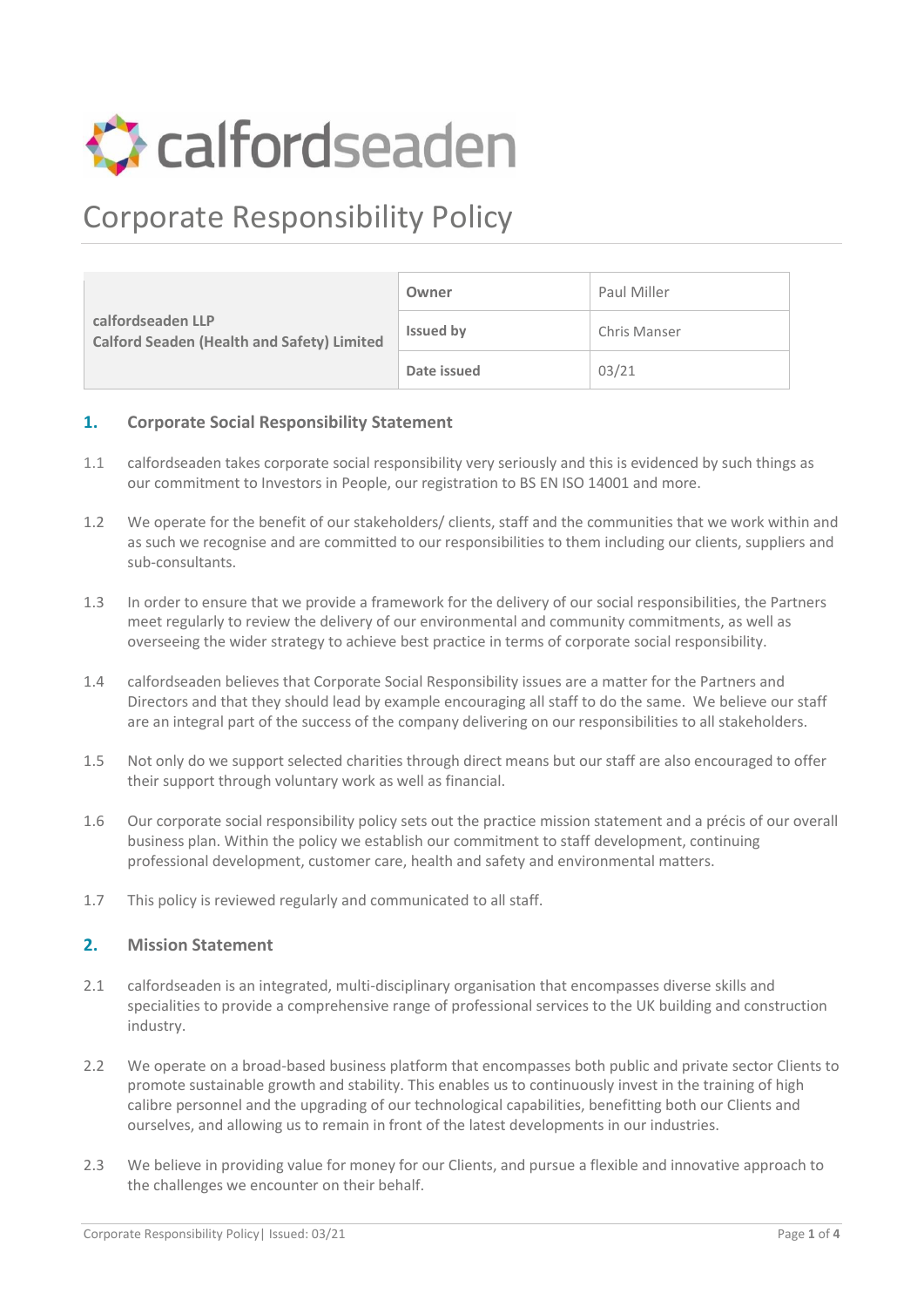calfordseaden

# Corporate Responsibility Policy

| calfordseaden LLP<br>Calford Seaden (Health and Safety) Limited | Owner | Paul Miller |
|---|---|---|
| | Issued by | Chris Manser |
| | Date issued | 03/21 |

## 1. Corporate Social Responsibility Statement

1.1 calfordseaden takes corporate social responsibility very seriously and this is evidenced by such things as our commitment to Investors in People, our registration to BS EN ISO 14001 and more.

1.2 We operate for the benefit of our stakeholders/ clients, staff and the communities that we work within and as such we recognise and are committed to our responsibilities to them including our clients, suppliers and sub-consultants.

1.3 In order to ensure that we provide a framework for the delivery of our social responsibilities, the Partners meet regularly to review the delivery of our environmental and community commitments, as well as overseeing the wider strategy to achieve best practice in terms of corporate social responsibility.

1.4 calfordseaden believes that Corporate Social Responsibility issues are a matter for the Partners and Directors and that they should lead by example encouraging all staff to do the same. We believe our staff are an integral part of the success of the company delivering on our responsibilities to all stakeholders.

1.5 Not only do we support selected charities through direct means but our staff are also encouraged to offer their support through voluntary work as well as financial.

1.6 Our corporate social responsibility policy sets out the practice mission statement and a précis of our overall business plan. Within the policy we establish our commitment to staff development, continuing professional development, customer care, health and safety and environmental matters.

1.7 This policy is reviewed regularly and communicated to all staff.

## 2. Mission Statement

2.1 calfordseaden is an integrated, multi-disciplinary organisation that encompasses diverse skills and specialities to provide a comprehensive range of professional services to the UK building and construction industry.

2.2 We operate on a broad-based business platform that encompasses both public and private sector Clients to promote sustainable growth and stability. This enables us to continuously invest in the training of high calibre personnel and the upgrading of our technological capabilities, benefitting both our Clients and ourselves, and allowing us to remain in front of the latest developments in our industries.

2.3 We believe in providing value for money for our Clients, and pursue a flexible and innovative approach to the challenges we encounter on their behalf.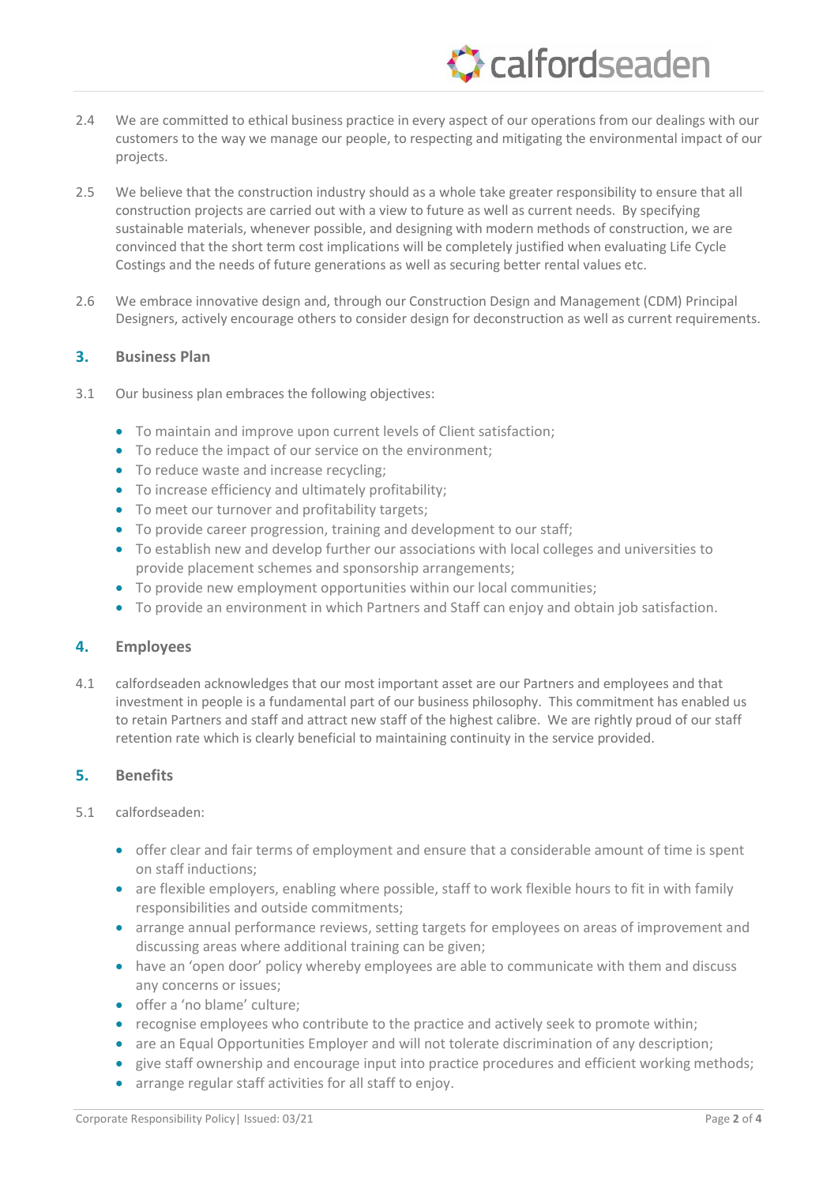2.4 We are committed to ethical business practice in every aspect of our operations from our dealings with our customers to the way we manage our people, to respecting and mitigating the environmental impact of our projects.

2.5 We believe that the construction industry should as a whole take greater responsibility to ensure that all construction projects are carried out with a view to future as well as current needs. By specifying sustainable materials, whenever possible, and designing with modern methods of construction, we are convinced that the short term cost implications will be completely justified when evaluating Life Cycle Costings and the needs of future generations as well as securing better rental values etc.

2.6 We embrace innovative design and, through our Construction Design and Management (CDM) Principal Designers, actively encourage others to consider design for deconstruction as well as current requirements.

## 3. Business Plan

3.1 Our business plan embraces the following objectives:

- To maintain and improve upon current levels of Client satisfaction;
- To reduce the impact of our service on the environment;
- To reduce waste and increase recycling;
- To increase efficiency and ultimately profitability;
- To meet our turnover and profitability targets;
- To provide career progression, training and development to our staff;
- To establish new and develop further our associations with local colleges and universities to provide placement schemes and sponsorship arrangements;
- To provide new employment opportunities within our local communities;
- To provide an environment in which Partners and Staff can enjoy and obtain job satisfaction.

## 4. Employees

4.1 calfordseaden acknowledges that our most important asset are our Partners and employees and that investment in people is a fundamental part of our business philosophy. This commitment has enabled us to retain Partners and staff and attract new staff of the highest calibre. We are rightly proud of our staff retention rate which is clearly beneficial to maintaining continuity in the service provided.

## 5. Benefits

5.1 calfordseaden:

- offer clear and fair terms of employment and ensure that a considerable amount of time is spent on staff inductions;
- are flexible employers, enabling where possible, staff to work flexible hours to fit in with family responsibilities and outside commitments;
- arrange annual performance reviews, setting targets for employees on areas of improvement and discussing areas where additional training can be given;
- have an 'open door' policy whereby employees are able to communicate with them and discuss any concerns or issues;
- offer a 'no blame' culture;
- recognise employees who contribute to the practice and actively seek to promote within;
- are an Equal Opportunities Employer and will not tolerate discrimination of any description;
- give staff ownership and encourage input into practice procedures and efficient working methods;
- arrange regular staff activities for all staff to enjoy.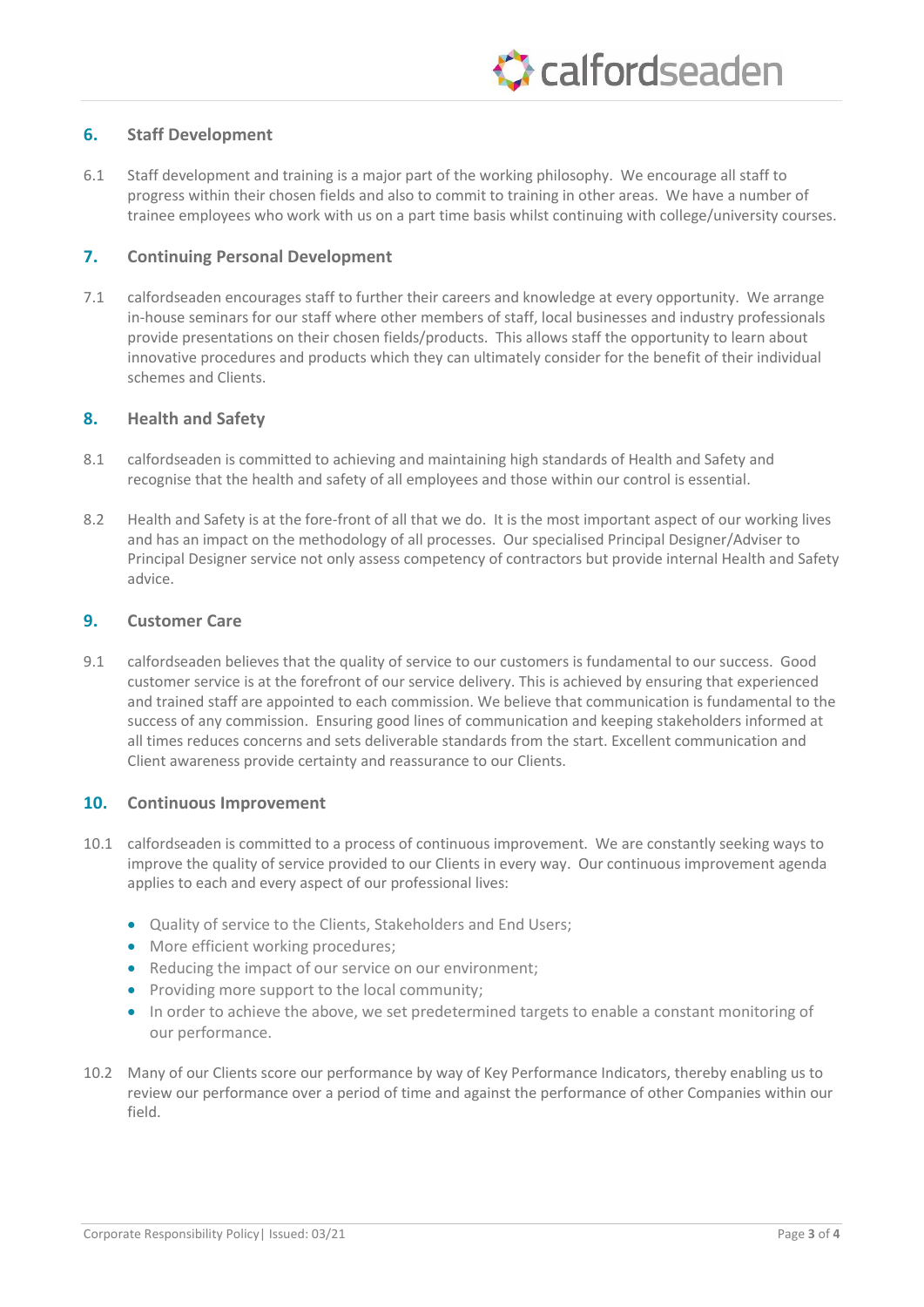## 6. Staff Development

6.1 Staff development and training is a major part of the working philosophy. We encourage all staff to progress within their chosen fields and also to commit to training in other areas. We have a number of trainee employees who work with us on a part time basis whilst continuing with college/university courses.

## 7. Continuing Personal Development

7.1 calfordseaden encourages staff to further their careers and knowledge at every opportunity. We arrange in-house seminars for our staff where other members of staff, local businesses and industry professionals provide presentations on their chosen fields/products. This allows staff the opportunity to learn about innovative procedures and products which they can ultimately consider for the benefit of their individual schemes and Clients.

## 8. Health and Safety

8.1 calfordseaden is committed to achieving and maintaining high standards of Health and Safety and recognise that the health and safety of all employees and those within our control is essential.

8.2 Health and Safety is at the fore-front of all that we do. It is the most important aspect of our working lives and has an impact on the methodology of all processes. Our specialised Principal Designer/Adviser to Principal Designer service not only assess competency of contractors but provide internal Health and Safety advice.

## 9. Customer Care

9.1 calfordseaden believes that the quality of service to our customers is fundamental to our success. Good customer service is at the forefront of our service delivery. This is achieved by ensuring that experienced and trained staff are appointed to each commission. We believe that communication is fundamental to the success of any commission. Ensuring good lines of communication and keeping stakeholders informed at all times reduces concerns and sets deliverable standards from the start. Excellent communication and Client awareness provide certainty and reassurance to our Clients.

## 10. Continuous Improvement

10.1 calfordseaden is committed to a process of continuous improvement. We are constantly seeking ways to improve the quality of service provided to our Clients in every way. Our continuous improvement agenda applies to each and every aspect of our professional lives:

- Quality of service to the Clients, Stakeholders and End Users;
- More efficient working procedures;
- Reducing the impact of our service on our environment;
- Providing more support to the local community;
- In order to achieve the above, we set predetermined targets to enable a constant monitoring of our performance.

10.2 Many of our Clients score our performance by way of Key Performance Indicators, thereby enabling us to review our performance over a period of time and against the performance of other Companies within our field.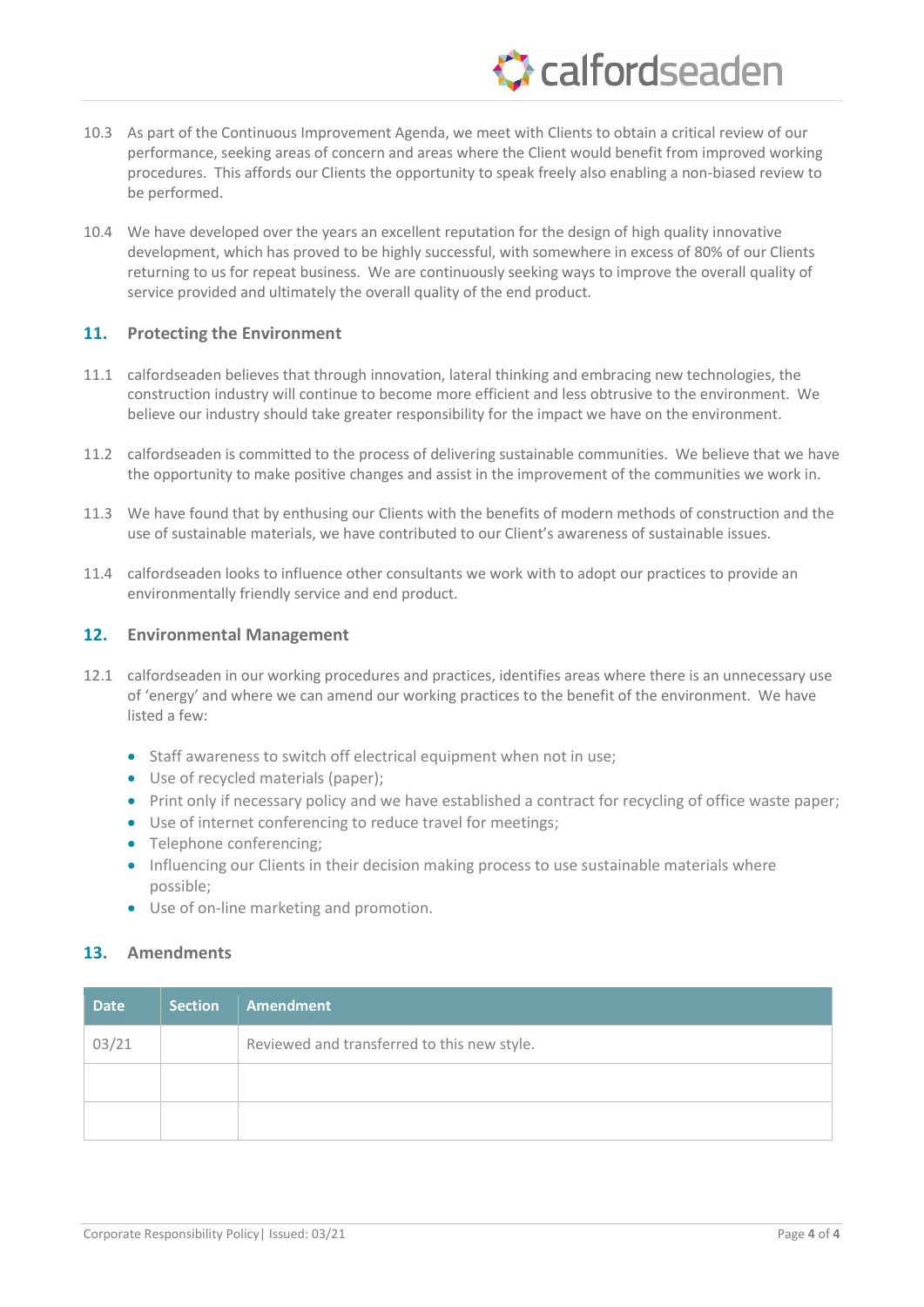10.3 As part of the Continuous Improvement Agenda, we meet with Clients to obtain a critical review of our performance, seeking areas of concern and areas where the Client would benefit from improved working procedures. This affords our Clients the opportunity to speak freely also enabling a non-biased review to be performed.

10.4 We have developed over the years an excellent reputation for the design of high quality innovative development, which has proved to be highly successful, with somewhere in excess of 80% of our Clients returning to us for repeat business. We are continuously seeking ways to improve the overall quality of service provided and ultimately the overall quality of the end product.

## 11. Protecting the Environment

11.1 calfordseaden believes that through innovation, lateral thinking and embracing new technologies, the construction industry will continue to become more efficient and less obtrusive to the environment. We believe our industry should take greater responsibility for the impact we have on the environment.

11.2 calfordseaden is committed to the process of delivering sustainable communities. We believe that we have the opportunity to make positive changes and assist in the improvement of the communities we work in.

11.3 We have found that by enthusing our Clients with the benefits of modern methods of construction and the use of sustainable materials, we have contributed to our Client's awareness of sustainable issues.

11.4 calfordseaden looks to influence other consultants we work with to adopt our practices to provide an environmentally friendly service and end product.

## 12. Environmental Management

12.1 calfordseaden in our working procedures and practices, identifies areas where there is an unnecessary use of 'energy' and where we can amend our working practices to the benefit of the environment. We have listed a few:

- Staff awareness to switch off electrical equipment when not in use;
- Use of recycled materials (paper);
- Print only if necessary policy and we have established a contract for recycling of office waste paper;
- Use of internet conferencing to reduce travel for meetings;
- Telephone conferencing;
- Influencing our Clients in their decision making process to use sustainable materials where possible;
- Use of on-line marketing and promotion.

## 13. Amendments

| Date | Section | Amendment |
|---|---|---|
| 03/21 | | Reviewed and transferred to this new style. |
| | | |
| | | |